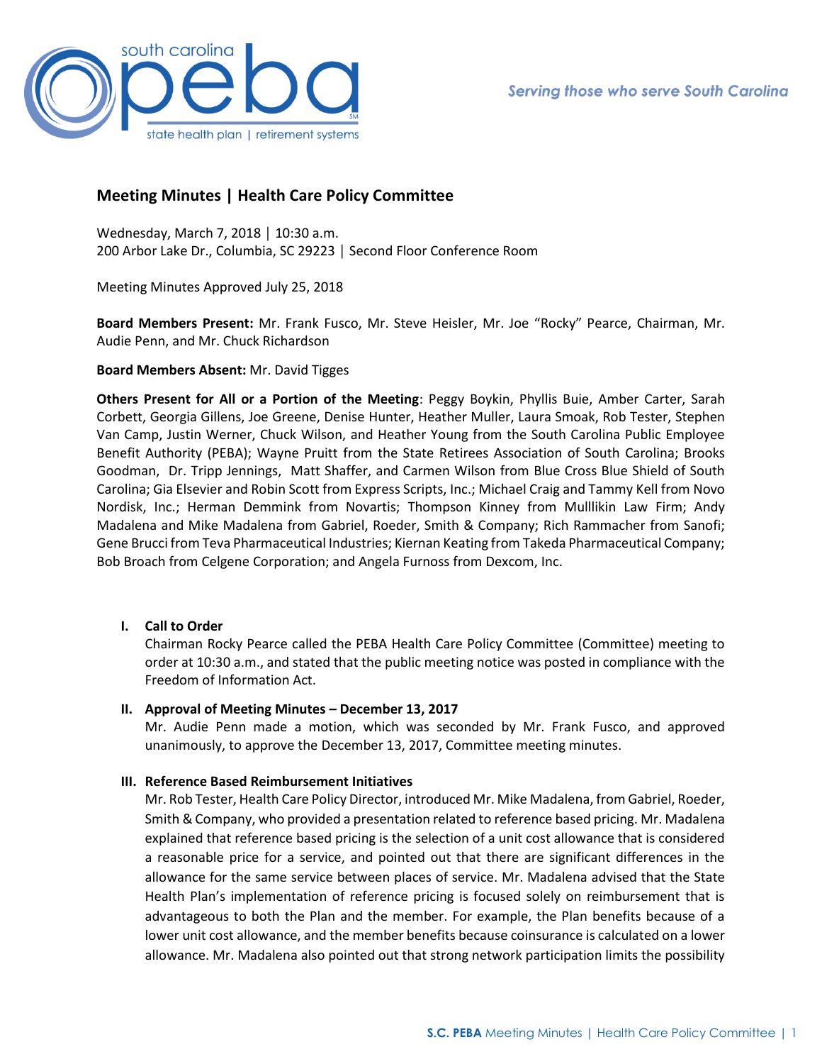# Meeting Minutes | Health Care Policy Committee

Wednesday, March 7, 2018 | 10:30 a.m.
200 Arbor Lake Dr., Columbia, SC 29223 | Second Floor Conference Room

Meeting Minutes Approved July 25, 2018

**Board Members Present:** Mr. Frank Fusco, Mr. Steve Heisler, Mr. Joe "Rocky" Pearce, Chairman, Mr. Audie Penn, and Mr. Chuck Richardson

**Board Members Absent:** Mr. David Tigges

**Others Present for All or a Portion of the Meeting**: Peggy Boykin, Phyllis Buie, Amber Carter, Sarah Corbett, Georgia Gillens, Joe Greene, Denise Hunter, Heather Muller, Laura Smoak, Rob Tester, Stephen Van Camp, Justin Werner, Chuck Wilson, and Heather Young from the South Carolina Public Employee Benefit Authority (PEBA); Wayne Pruitt from the State Retirees Association of South Carolina; Brooks Goodman, Dr. Tripp Jennings, Matt Shaffer, and Carmen Wilson from Blue Cross Blue Shield of South Carolina; Gia Elsevier and Robin Scott from Express Scripts, Inc.; Michael Craig and Tammy Kell from Novo Nordisk, Inc.; Herman Demmink from Novartis; Thompson Kinney from Mulllikin Law Firm; Andy Madalena and Mike Madalena from Gabriel, Roeder, Smith & Company; Rich Rammacher from Sanofi; Gene Brucci from Teva Pharmaceutical Industries; Kiernan Keating from Takeda Pharmaceutical Company; Bob Broach from Celgene Corporation; and Angela Furnoss from Dexcom, Inc.

## I. Call to Order

Chairman Rocky Pearce called the PEBA Health Care Policy Committee (Committee) meeting to order at 10:30 a.m., and stated that the public meeting notice was posted in compliance with the Freedom of Information Act.

## II. Approval of Meeting Minutes – December 13, 2017

Mr. Audie Penn made a motion, which was seconded by Mr. Frank Fusco, and approved unanimously, to approve the December 13, 2017, Committee meeting minutes.

## III. Reference Based Reimbursement Initiatives

Mr. Rob Tester, Health Care Policy Director, introduced Mr. Mike Madalena, from Gabriel, Roeder, Smith & Company, who provided a presentation related to reference based pricing. Mr. Madalena explained that reference based pricing is the selection of a unit cost allowance that is considered a reasonable price for a service, and pointed out that there are significant differences in the allowance for the same service between places of service. Mr. Madalena advised that the State Health Plan's implementation of reference pricing is focused solely on reimbursement that is advantageous to both the Plan and the member. For example, the Plan benefits because of a lower unit cost allowance, and the member benefits because coinsurance is calculated on a lower allowance. Mr. Madalena also pointed out that strong network participation limits the possibility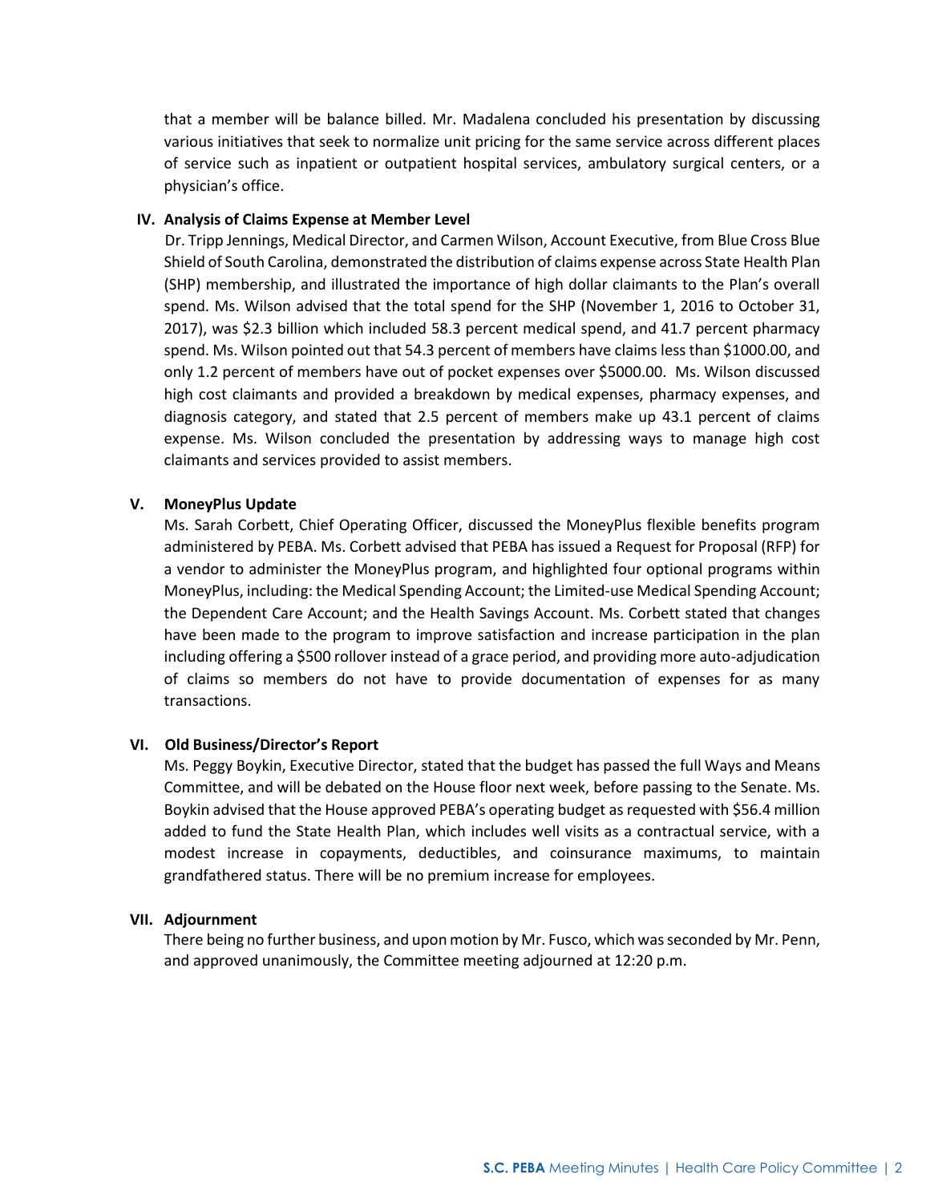that a member will be balance billed. Mr. Madalena concluded his presentation by discussing various initiatives that seek to normalize unit pricing for the same service across different places of service such as inpatient or outpatient hospital services, ambulatory surgical centers, or a physician's office.

## IV. Analysis of Claims Expense at Member Level

Dr. Tripp Jennings, Medical Director, and Carmen Wilson, Account Executive, from Blue Cross Blue Shield of South Carolina, demonstrated the distribution of claims expense across State Health Plan (SHP) membership, and illustrated the importance of high dollar claimants to the Plan's overall spend. Ms. Wilson advised that the total spend for the SHP (November 1, 2016 to October 31, 2017), was $2.3 billion which included 58.3 percent medical spend, and 41.7 percent pharmacy spend. Ms. Wilson pointed out that 54.3 percent of members have claims less than $1000.00, and only 1.2 percent of members have out of pocket expenses over $5000.00. Ms. Wilson discussed high cost claimants and provided a breakdown by medical expenses, pharmacy expenses, and diagnosis category, and stated that 2.5 percent of members make up 43.1 percent of claims expense. Ms. Wilson concluded the presentation by addressing ways to manage high cost claimants and services provided to assist members.

## V. MoneyPlus Update

Ms. Sarah Corbett, Chief Operating Officer, discussed the MoneyPlus flexible benefits program administered by PEBA. Ms. Corbett advised that PEBA has issued a Request for Proposal (RFP) for a vendor to administer the MoneyPlus program, and highlighted four optional programs within MoneyPlus, including: the Medical Spending Account; the Limited-use Medical Spending Account; the Dependent Care Account; and the Health Savings Account. Ms. Corbett stated that changes have been made to the program to improve satisfaction and increase participation in the plan including offering a $500 rollover instead of a grace period, and providing more auto-adjudication of claims so members do not have to provide documentation of expenses for as many transactions.

## VI. Old Business/Director's Report

Ms. Peggy Boykin, Executive Director, stated that the budget has passed the full Ways and Means Committee, and will be debated on the House floor next week, before passing to the Senate. Ms. Boykin advised that the House approved PEBA's operating budget as requested with $56.4 million added to fund the State Health Plan, which includes well visits as a contractual service, with a modest increase in copayments, deductibles, and coinsurance maximums, to maintain grandfathered status. There will be no premium increase for employees.

## VII. Adjournment

There being no further business, and upon motion by Mr. Fusco, which was seconded by Mr. Penn, and approved unanimously, the Committee meeting adjourned at 12:20 p.m.